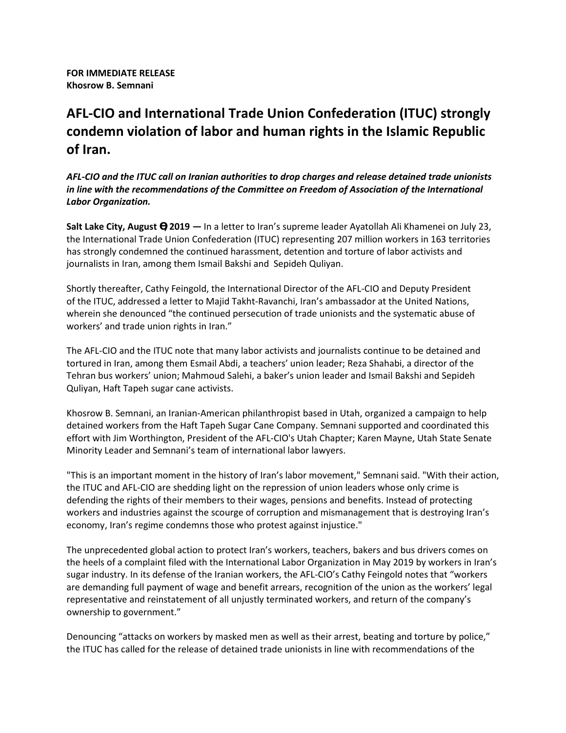**FOR IMMEDIATE RELEASE**
**Khosrow B. Semnani**

# AFL-CIO and International Trade Union Confederation (ITUC) strongly condemn violation of labor and human rights in the Islamic Republic of Iran.

***AFL-CIO and the ITUC call on Iranian authorities to drop charges and release detained trade unionists in line with the recommendations of the Committee on Freedom of Association of the International Labor Organization.***

**Salt Lake City, August ϴ 2019 —** In a letter to Iran's supreme leader Ayatollah Ali Khamenei on July 23, the International Trade Union Confederation (ITUC) representing 207 million workers in 163 territories has strongly condemned the continued harassment, detention and torture of labor activists and journalists in Iran, among them Ismail Bakshi and Sepideh Quliyan.

Shortly thereafter, Cathy Feingold, the International Director of the AFL-CIO and Deputy President of the ITUC, addressed a letter to Majid Takht-Ravanchi, Iran's ambassador at the United Nations, wherein she denounced "the continued persecution of trade unionists and the systematic abuse of workers' and trade union rights in Iran."

The AFL-CIO and the ITUC note that many labor activists and journalists continue to be detained and tortured in Iran, among them Esmail Abdi, a teachers' union leader; Reza Shahabi, a director of the Tehran bus workers' union; Mahmoud Salehi, a baker's union leader and Ismail Bakshi and Sepideh Quliyan, Haft Tapeh sugar cane activists.

Khosrow B. Semnani, an Iranian-American philanthropist based in Utah, organized a campaign to help detained workers from the Haft Tapeh Sugar Cane Company. Semnani supported and coordinated this effort with Jim Worthington, President of the AFL-CIO's Utah Chapter; Karen Mayne, Utah State Senate Minority Leader and Semnani's team of international labor lawyers.

"This is an important moment in the history of Iran's labor movement," Semnani said. "With their action, the ITUC and AFL-CIO are shedding light on the repression of union leaders whose only crime is defending the rights of their members to their wages, pensions and benefits. Instead of protecting workers and industries against the scourge of corruption and mismanagement that is destroying Iran's economy, Iran's regime condemns those who protest against injustice."

The unprecedented global action to protect Iran's workers, teachers, bakers and bus drivers comes on the heels of a complaint filed with the International Labor Organization in May 2019 by workers in Iran's sugar industry. In its defense of the Iranian workers, the AFL-CIO's Cathy Feingold notes that "workers are demanding full payment of wage and benefit arrears, recognition of the union as the workers' legal representative and reinstatement of all unjustly terminated workers, and return of the company's ownership to government."

Denouncing "attacks on workers by masked men as well as their arrest, beating and torture by police," the ITUC has called for the release of detained trade unionists in line with recommendations of the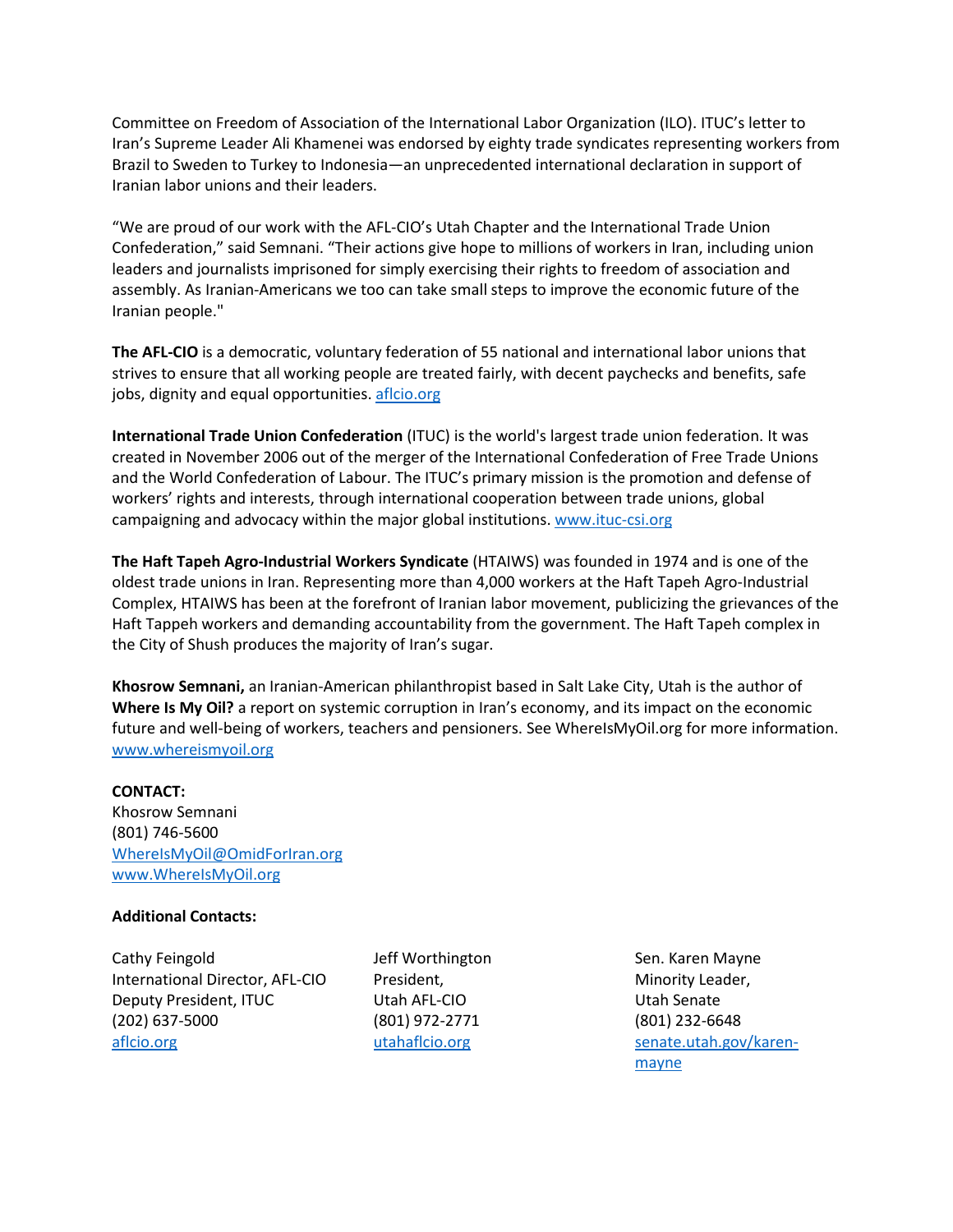Committee on Freedom of Association of the International Labor Organization (ILO). ITUC's letter to Iran's Supreme Leader Ali Khamenei was endorsed by eighty trade syndicates representing workers from Brazil to Sweden to Turkey to Indonesia—an unprecedented international declaration in support of Iranian labor unions and their leaders.

"We are proud of our work with the AFL-CIO's Utah Chapter and the International Trade Union Confederation," said Semnani. "Their actions give hope to millions of workers in Iran, including union leaders and journalists imprisoned for simply exercising their rights to freedom of association and assembly. As Iranian-Americans we too can take small steps to improve the economic future of the Iranian people."

**The AFL-CIO** is a democratic, voluntary federation of 55 national and international labor unions that strives to ensure that all working people are treated fairly, with decent paychecks and benefits, safe jobs, dignity and equal opportunities. [aflcio.org](aflcio.org)

**International Trade Union Confederation** (ITUC) is the world's largest trade union federation. It was created in November 2006 out of the merger of the International Confederation of Free Trade Unions and the World Confederation of Labour. The ITUC's primary mission is the promotion and defense of workers' rights and interests, through international cooperation between trade unions, global campaigning and advocacy within the major global institutions. [www.ituc-csi.org](www.ituc-csi.org)

**The Haft Tapeh Agro-Industrial Workers Syndicate** (HTAIWS) was founded in 1974 and is one of the oldest trade unions in Iran. Representing more than 4,000 workers at the Haft Tapeh Agro-Industrial Complex, HTAIWS has been at the forefront of Iranian labor movement, publicizing the grievances of the Haft Tappeh workers and demanding accountability from the government. The Haft Tapeh complex in the City of Shush produces the majority of Iran's sugar.

**Khosrow Semnani,** an Iranian-American philanthropist based in Salt Lake City, Utah is the author of **Where Is My Oil?** a report on systemic corruption in Iran's economy, and its impact on the economic future and well-being of workers, teachers and pensioners. See WhereIsMyOil.org for more information. [www.whereismyoil.org](www.whereismyoil.org)

**CONTACT:**
Khosrow Semnani
(801) 746-5600
WhereIsMyOil@OmidForIran.org
[www.WhereIsMyOil.org](www.WhereIsMyOil.org)

**Additional Contacts:**

Cathy Feingold
International Director, AFL-CIO
Deputy President, ITUC
(202) 637-5000
[aflcio.org](aflcio.org)

Jeff Worthington
President,
Utah AFL-CIO
(801) 972-2771
[utahaflcio.org](utahaflcio.org)

Sen. Karen Mayne
Minority Leader,
Utah Senate
(801) 232-6648
[senate.utah.gov/karen-mayne](senate.utah.gov/karen-mayne)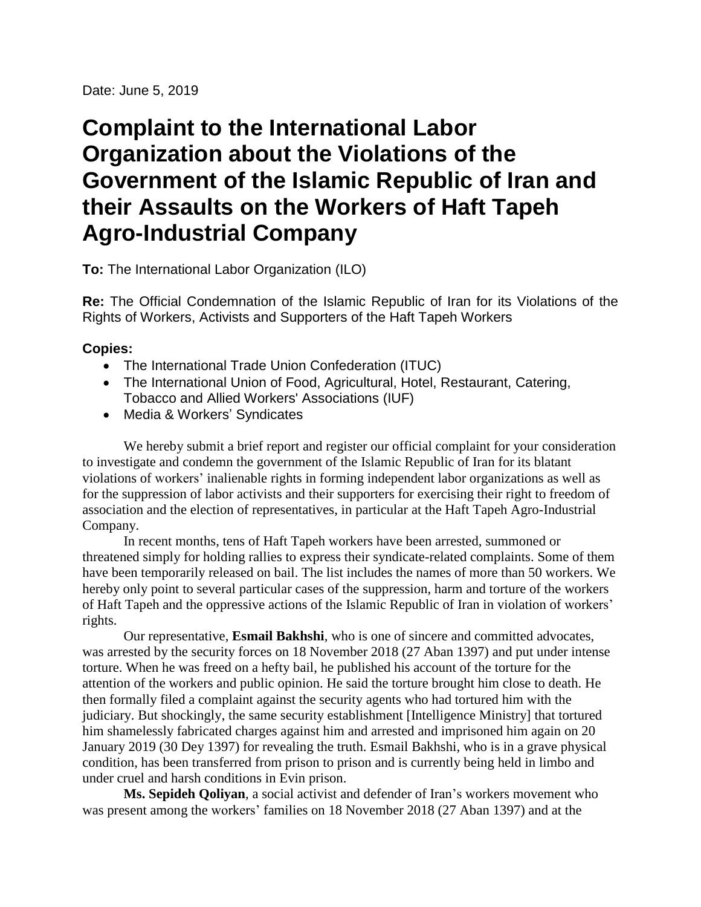Date: June 5, 2019

# Complaint to the International Labor Organization about the Violations of the Government of the Islamic Republic of Iran and their Assaults on the Workers of Haft Tapeh Agro-Industrial Company

**To:** The International Labor Organization (ILO)

**Re:** The Official Condemnation of the Islamic Republic of Iran for its Violations of the Rights of Workers, Activists and Supporters of the Haft Tapeh Workers

**Copies:**

- The International Trade Union Confederation (ITUC)
- The International Union of Food, Agricultural, Hotel, Restaurant, Catering, Tobacco and Allied Workers' Associations (IUF)
- Media & Workers' Syndicates

We hereby submit a brief report and register our official complaint for your consideration to investigate and condemn the government of the Islamic Republic of Iran for its blatant violations of workers' inalienable rights in forming independent labor organizations as well as for the suppression of labor activists and their supporters for exercising their right to freedom of association and the election of representatives, in particular at the Haft Tapeh Agro-Industrial Company.

In recent months, tens of Haft Tapeh workers have been arrested, summoned or threatened simply for holding rallies to express their syndicate-related complaints. Some of them have been temporarily released on bail. The list includes the names of more than 50 workers. We hereby only point to several particular cases of the suppression, harm and torture of the workers of Haft Tapeh and the oppressive actions of the Islamic Republic of Iran in violation of workers' rights.

Our representative, **Esmail Bakhshi**, who is one of sincere and committed advocates, was arrested by the security forces on 18 November 2018 (27 Aban 1397) and put under intense torture. When he was freed on a hefty bail, he published his account of the torture for the attention of the workers and public opinion. He said the torture brought him close to death. He then formally filed a complaint against the security agents who had tortured him with the judiciary. But shockingly, the same security establishment [Intelligence Ministry] that tortured him shamelessly fabricated charges against him and arrested and imprisoned him again on 20 January 2019 (30 Dey 1397) for revealing the truth. Esmail Bakhshi, who is in a grave physical condition, has been transferred from prison to prison and is currently being held in limbo and under cruel and harsh conditions in Evin prison.

**Ms. Sepideh Qoliyan**, a social activist and defender of Iran's workers movement who was present among the workers' families on 18 November 2018 (27 Aban 1397) and at the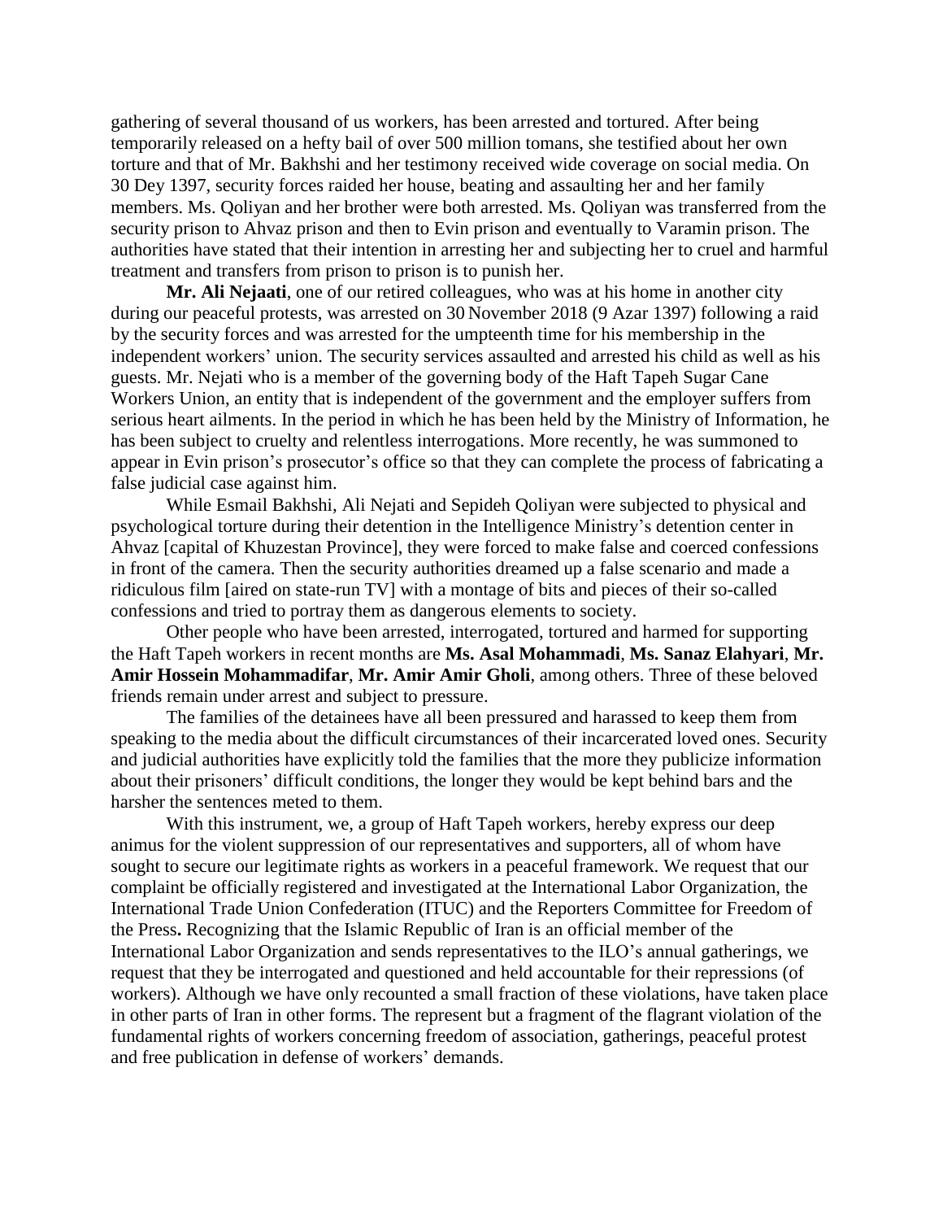gathering of several thousand of us workers, has been arrested and tortured. After being temporarily released on a hefty bail of over 500 million tomans, she testified about her own torture and that of Mr. Bakhshi and her testimony received wide coverage on social media. On 30 Dey 1397, security forces raided her house, beating and assaulting her and her family members. Ms. Qoliyan and her brother were both arrested. Ms. Qoliyan was transferred from the security prison to Ahvaz prison and then to Evin prison and eventually to Varamin prison. The authorities have stated that their intention in arresting her and subjecting her to cruel and harmful treatment and transfers from prison to prison is to punish her.

**Mr. Ali Nejaati**, one of our retired colleagues, who was at his home in another city during our peaceful protests, was arrested on 30 November 2018 (9 Azar 1397) following a raid by the security forces and was arrested for the umpteenth time for his membership in the independent workers' union. The security services assaulted and arrested his child as well as his guests. Mr. Nejati who is a member of the governing body of the Haft Tapeh Sugar Cane Workers Union, an entity that is independent of the government and the employer suffers from serious heart ailments. In the period in which he has been held by the Ministry of Information, he has been subject to cruelty and relentless interrogations. More recently, he was summoned to appear in Evin prison's prosecutor's office so that they can complete the process of fabricating a false judicial case against him.

While Esmail Bakhshi, Ali Nejati and Sepideh Qoliyan were subjected to physical and psychological torture during their detention in the Intelligence Ministry's detention center in Ahvaz [capital of Khuzestan Province], they were forced to make false and coerced confessions in front of the camera. Then the security authorities dreamed up a false scenario and made a ridiculous film [aired on state-run TV] with a montage of bits and pieces of their so-called confessions and tried to portray them as dangerous elements to society.

Other people who have been arrested, interrogated, tortured and harmed for supporting the Haft Tapeh workers in recent months are **Ms. Asal Mohammadi**, **Ms. Sanaz Elahyari**, **Mr. Amir Hossein Mohammadifar**, **Mr. Amir Amir Gholi**, among others. Three of these beloved friends remain under arrest and subject to pressure.

The families of the detainees have all been pressured and harassed to keep them from speaking to the media about the difficult circumstances of their incarcerated loved ones. Security and judicial authorities have explicitly told the families that the more they publicize information about their prisoners' difficult conditions, the longer they would be kept behind bars and the harsher the sentences meted to them.

With this instrument, we, a group of Haft Tapeh workers, hereby express our deep animus for the violent suppression of our representatives and supporters, all of whom have sought to secure our legitimate rights as workers in a peaceful framework. We request that our complaint be officially registered and investigated at the International Labor Organization, the International Trade Union Confederation (ITUC) and the Reporters Committee for Freedom of the Press**.** Recognizing that the Islamic Republic of Iran is an official member of the International Labor Organization and sends representatives to the ILO's annual gatherings, we request that they be interrogated and questioned and held accountable for their repressions (of workers). Although we have only recounted a small fraction of these violations, have taken place in other parts of Iran in other forms. The represent but a fragment of the flagrant violation of the fundamental rights of workers concerning freedom of association, gatherings, peaceful protest and free publication in defense of workers' demands.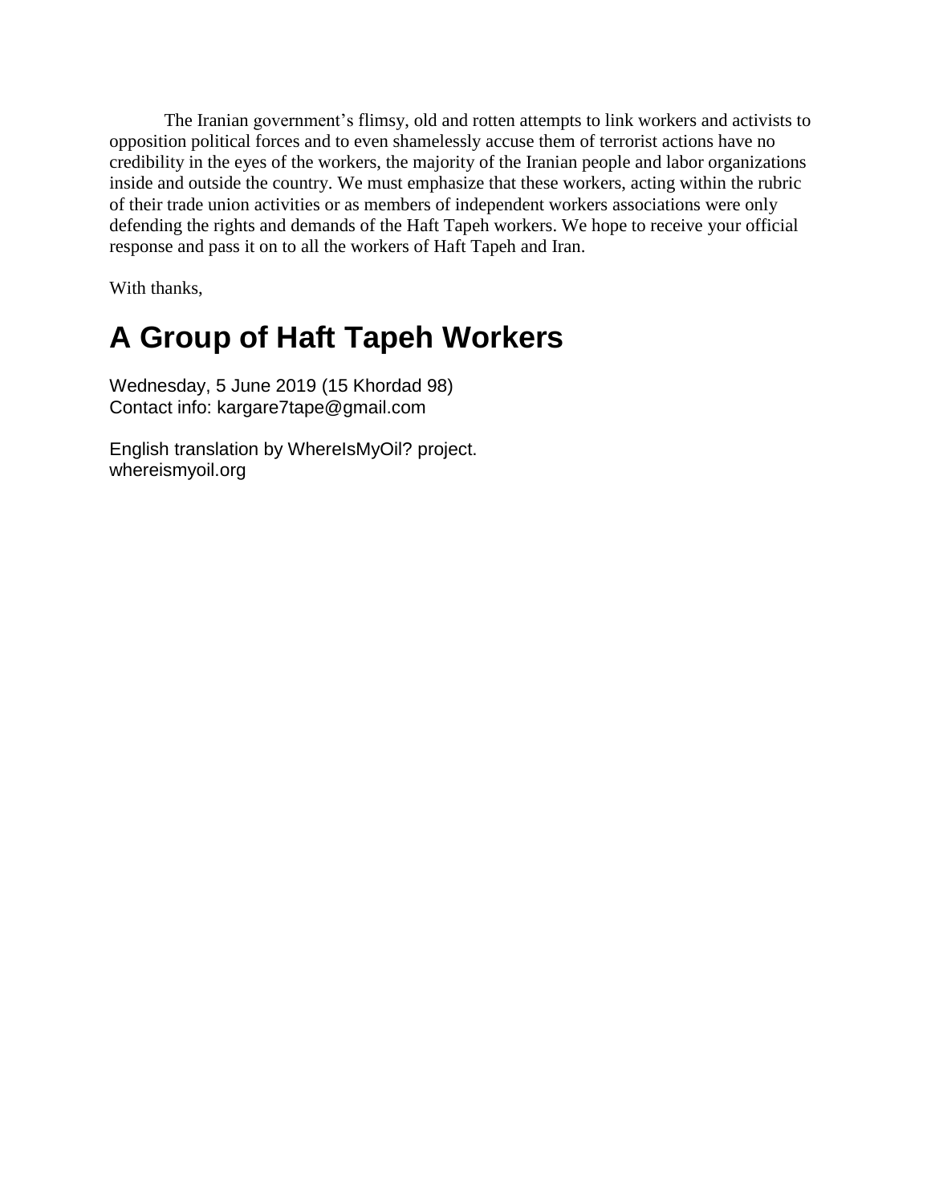The Iranian government's flimsy, old and rotten attempts to link workers and activists to opposition political forces and to even shamelessly accuse them of terrorist actions have no credibility in the eyes of the workers, the majority of the Iranian people and labor organizations inside and outside the country. We must emphasize that these workers, acting within the rubric of their trade union activities or as members of independent workers associations were only defending the rights and demands of the Haft Tapeh workers. We hope to receive your official response and pass it on to all the workers of Haft Tapeh and Iran.

With thanks,

# A Group of Haft Tapeh Workers

Wednesday, 5 June 2019 (15 Khordad 98)
Contact info: kargare7tape@gmail.com

English translation by WhereIsMyOil? project.
whereismyoil.org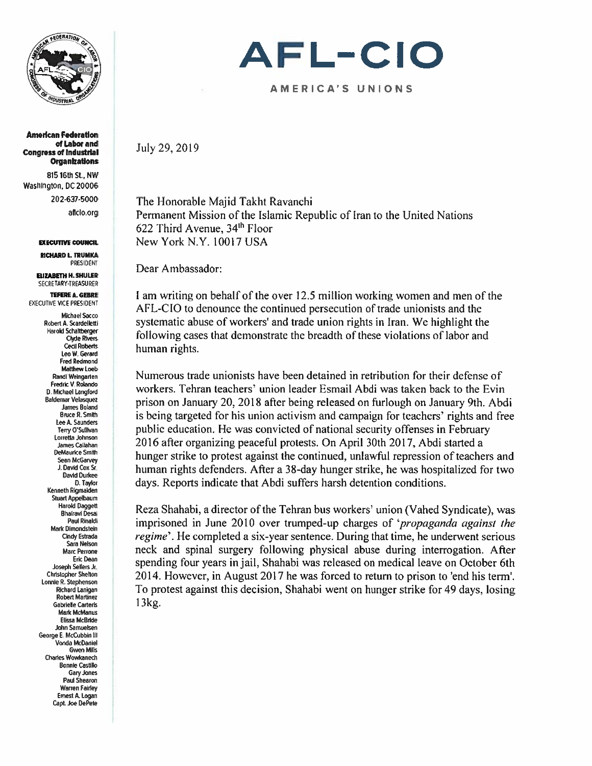# AFL-CIO

AMERICA'S UNIONS

**American Federation of Labor and Congress of Industrial Organizations**

815 16th St., NW
Washington, DC 20006
202-637-5000
aflcio.org

**EXECUTIVE COUNCIL**

**RICHARD L. TRUMKA**
PRESIDENT

**ELIZABETH H. SHULER**
SECRETARY-TREASURER

**TEFERE A. GEBRE**
EXECUTIVE VICE PRESIDENT

Michael Sacco
Robert A. Scardelletti
Harold Schaitberger
Clyde Rivers
Cecil Roberts
Leo W. Gerard
Fred Redmond
Matthew Loeb
Randi Weingarten
Fredric V. Rolando
D. Michael Langford
Baldemar Velasquez
James Boland
Bruce R. Smith
Lee A. Saunders
Terry O'Sullivan
Lorretta Johnson
James Callahan
DeMaurice Smith
Sean McGarvey
J. David Cox Sr.
David Durkee
D. Taylor
Kenneth Rigmaiden
Stuart Appelbaum
Harold Daggett
Bhairavi Desai
Paul Rinaldi
Mark Dimondstein
Cindy Estrada
Sara Nelson
Marc Perrone
Eric Dean
Joseph Sellers Jr.
Christopher Shelton
Lonnie R. Stephenson
Richard Lanigan
Robert Martinez
Gabrielle Carteris
Mark McManus
Elissa McBride
John Samuelsen
George E. McCubbin III
Vonda McDaniel
Gwen Mills
Charles Wowkanech
Bonnie Castillo
Gary Jones
Paul Shearon
Warren Fairley
Ernest A. Logan
Capt. Joe DePete

July 29, 2019

The Honorable Majid Takht Ravanchi
Permanent Mission of the Islamic Republic of Iran to the United Nations
622 Third Avenue, 34th Floor
New York N.Y. 10017 USA

Dear Ambassador:

I am writing on behalf of the over 12.5 million working women and men of the AFL-CIO to denounce the continued persecution of trade unionists and the systematic abuse of workers' and trade union rights in Iran. We highlight the following cases that demonstrate the breadth of these violations of labor and human rights.

Numerous trade unionists have been detained in retribution for their defense of workers. Tehran teachers' union leader Esmail Abdi was taken back to the Evin prison on January 20, 2018 after being released on furlough on January 9th. Abdi is being targeted for his union activism and campaign for teachers' rights and free public education. He was convicted of national security offenses in February 2016 after organizing peaceful protests. On April 30th 2017, Abdi started a hunger strike to protest against the continued, unlawful repression of teachers and human rights defenders. After a 38-day hunger strike, he was hospitalized for two days. Reports indicate that Abdi suffers harsh detention conditions.

Reza Shahabi, a director of the Tehran bus workers' union (Vahed Syndicate), was imprisoned in June 2010 over trumped-up charges of '*propaganda against the regime*'. He completed a six-year sentence. During that time, he underwent serious neck and spinal surgery following physical abuse during interrogation. After spending four years in jail, Shahabi was released on medical leave on October 6th 2014. However, in August 2017 he was forced to return to prison to 'end his term'. To protest against this decision, Shahabi went on hunger strike for 49 days, losing 13kg.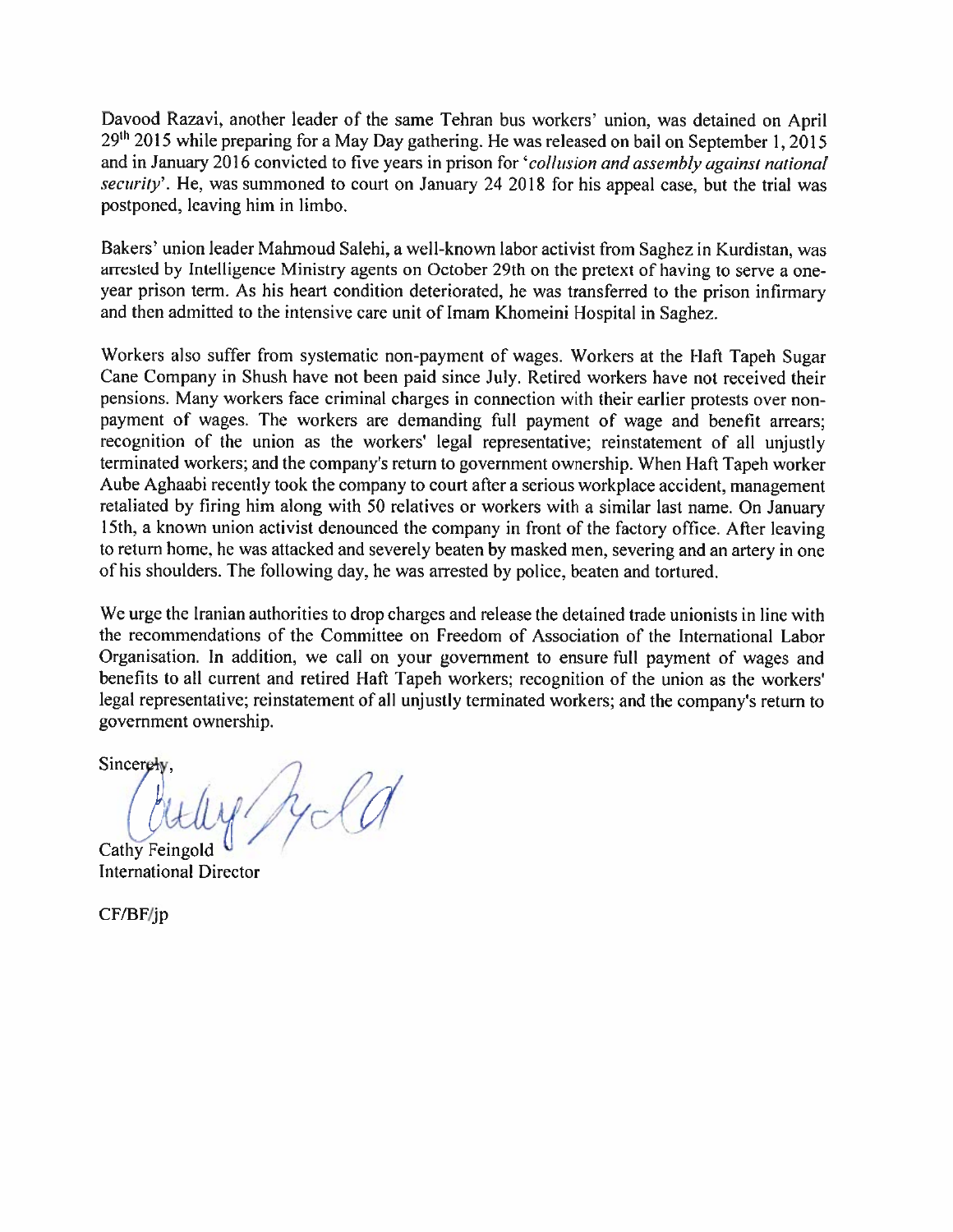Davood Razavi, another leader of the same Tehran bus workers' union, was detained on April 29th 2015 while preparing for a May Day gathering. He was released on bail on September 1, 2015 and in January 2016 convicted to five years in prison for '*collusion and assembly against national security*'. He, was summoned to court on January 24 2018 for his appeal case, but the trial was postponed, leaving him in limbo.

Bakers' union leader Mahmoud Salehi, a well-known labor activist from Saghez in Kurdistan, was arrested by Intelligence Ministry agents on October 29th on the pretext of having to serve a one-year prison term. As his heart condition deteriorated, he was transferred to the prison infirmary and then admitted to the intensive care unit of Imam Khomeini Hospital in Saghez.

Workers also suffer from systematic non-payment of wages. Workers at the Haft Tapeh Sugar Cane Company in Shush have not been paid since July. Retired workers have not received their pensions. Many workers face criminal charges in connection with their earlier protests over non-payment of wages. The workers are demanding full payment of wage and benefit arrears; recognition of the union as the workers' legal representative; reinstatement of all unjustly terminated workers; and the company's return to government ownership. When Haft Tapeh worker Aube Aghaabi recently took the company to court after a serious workplace accident, management retaliated by firing him along with 50 relatives or workers with a similar last name. On January 15th, a known union activist denounced the company in front of the factory office. After leaving to return home, he was attacked and severely beaten by masked men, severing and an artery in one of his shoulders. The following day, he was arrested by police, beaten and tortured.

We urge the Iranian authorities to drop charges and release the detained trade unionists in line with the recommendations of the Committee on Freedom of Association of the International Labor Organisation. In addition, we call on your government to ensure full payment of wages and benefits to all current and retired Haft Tapeh workers; recognition of the union as the workers' legal representative; reinstatement of all unjustly terminated workers; and the company's return to government ownership.

Sincerely,

Cathy Feingold
International Director

CF/BF/jp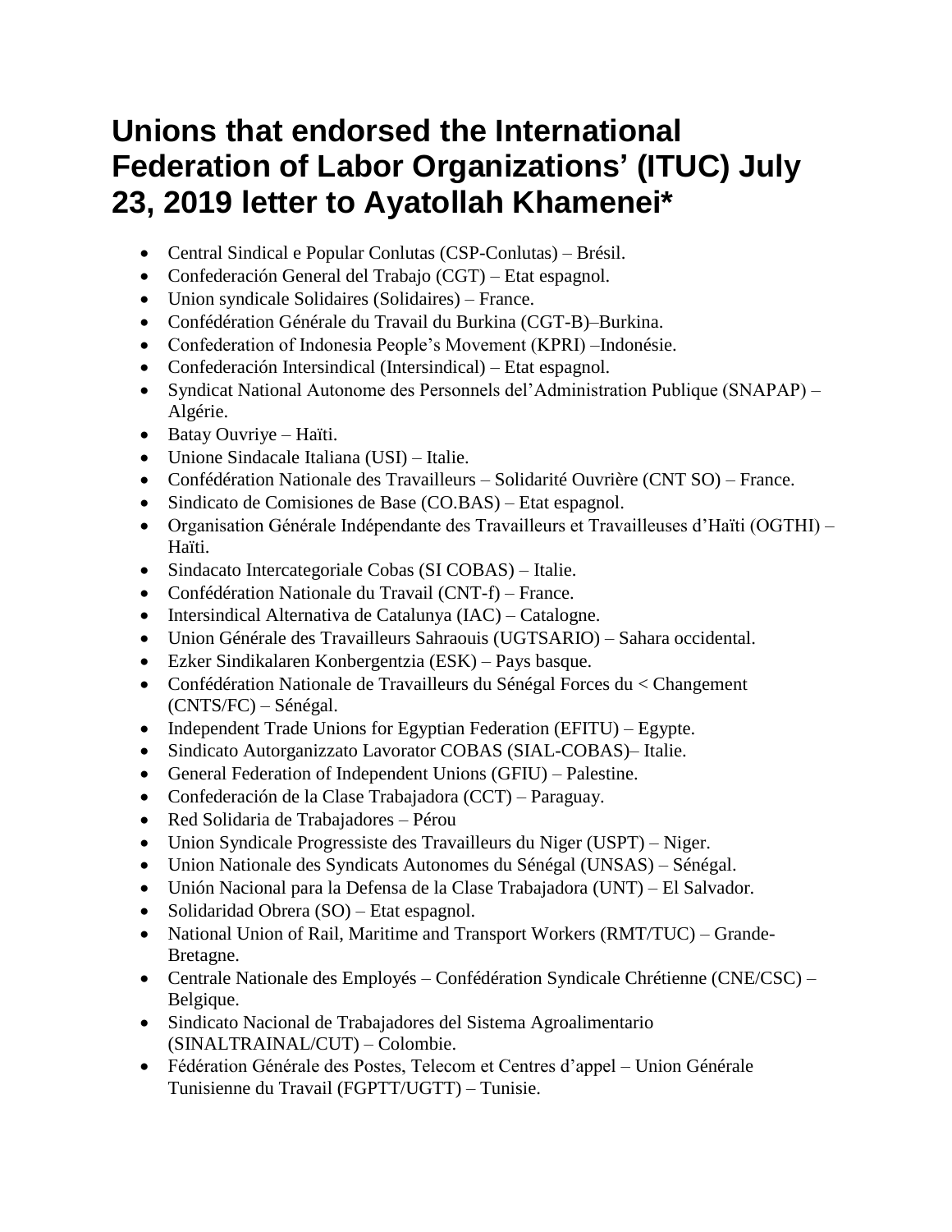# Unions that endorsed the International Federation of Labor Organizations' (ITUC) July 23, 2019 letter to Ayatollah Khamenei*

- Central Sindical e Popular Conlutas (CSP-Conlutas) – Brésil.
- Confederación General del Trabajo (CGT) – Etat espagnol.
- Union syndicale Solidaires (Solidaires) – France.
- Confédération Générale du Travail du Burkina (CGT-B)–Burkina.
- Confederation of Indonesia People's Movement (KPRI) –Indonésie.
- Confederación Intersindical (Intersindical) – Etat espagnol.
- Syndicat National Autonome des Personnels del'Administration Publique (SNAPAP) – Algérie.
- Batay Ouvriye – Haïti.
- Unione Sindacale Italiana (USI) – Italie.
- Confédération Nationale des Travailleurs – Solidarité Ouvrière (CNT SO) – France.
- Sindicato de Comisiones de Base (CO.BAS) – Etat espagnol.
- Organisation Générale Indépendante des Travailleurs et Travailleuses d'Haïti (OGTHI) – Haïti.
- Sindacato Intercategoriale Cobas (SI COBAS) – Italie.
- Confédération Nationale du Travail (CNT-f) – France.
- Intersindical Alternativa de Catalunya (IAC) – Catalogne.
- Union Générale des Travailleurs Sahraouis (UGTSARIO) – Sahara occidental.
- Ezker Sindikalaren Konbergentzia (ESK) – Pays basque.
- Confédération Nationale de Travailleurs du Sénégal Forces du < Changement (CNTS/FC) – Sénégal.
- Independent Trade Unions for Egyptian Federation (EFITU) – Egypte.
- Sindicato Autorganizzato Lavorator COBAS (SIAL-COBAS)– Italie.
- General Federation of Independent Unions (GFIU) – Palestine.
- Confederación de la Clase Trabajadora (CCT) – Paraguay.
- Red Solidaria de Trabajadores – Pérou
- Union Syndicale Progressiste des Travailleurs du Niger (USPT) – Niger.
- Union Nationale des Syndicats Autonomes du Sénégal (UNSAS) – Sénégal.
- Unión Nacional para la Defensa de la Clase Trabajadora (UNT) – El Salvador.
- Solidaridad Obrera (SO) – Etat espagnol.
- National Union of Rail, Maritime and Transport Workers (RMT/TUC) – Grande-Bretagne.
- Centrale Nationale des Employés – Confédération Syndicale Chrétienne (CNE/CSC) – Belgique.
- Sindicato Nacional de Trabajadores del Sistema Agroalimentario (SINALTRAINAL/CUT) – Colombie.
- Fédération Générale des Postes, Telecom et Centres d'appel – Union Générale Tunisienne du Travail (FGPTT/UGTT) – Tunisie.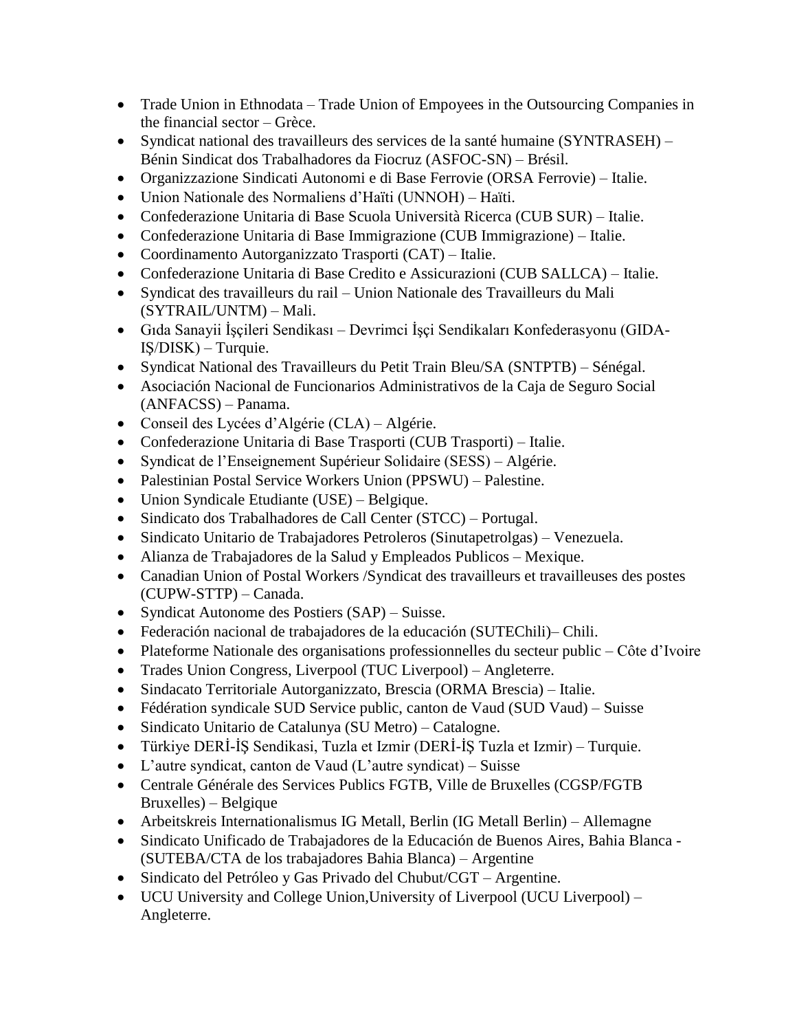- Trade Union in Ethnodata – Trade Union of Empoyees in the Outsourcing Companies in the financial sector – Grèce.
- Syndicat national des travailleurs des services de la santé humaine (SYNTRASEH) – Bénin Sindicat dos Trabalhadores da Fiocruz (ASFOC-SN) – Brésil.
- Organizzazione Sindicati Autonomi e di Base Ferrovie (ORSA Ferrovie) – Italie.
- Union Nationale des Normaliens d'Haïti (UNNOH) – Haïti.
- Confederazione Unitaria di Base Scuola Università Ricerca (CUB SUR) – Italie.
- Confederazione Unitaria di Base Immigrazione (CUB Immigrazione) – Italie.
- Coordinamento Autorganizzato Trasporti (CAT) – Italie.
- Confederazione Unitaria di Base Credito e Assicurazioni (CUB SALLCA) – Italie.
- Syndicat des travailleurs du rail – Union Nationale des Travailleurs du Mali (SYTRAIL/UNTM) – Mali.
- Gıda Sanayii İşçileri Sendikası – Devrimci İşçi Sendikaları Konfederasyonu (GIDA-IŞ/DISK) – Turquie.
- Syndicat National des Travailleurs du Petit Train Bleu/SA (SNTPTB) – Sénégal.
- Asociación Nacional de Funcionarios Administrativos de la Caja de Seguro Social (ANFACSS) – Panama.
- Conseil des Lycées d'Algérie (CLA) – Algérie.
- Confederazione Unitaria di Base Trasporti (CUB Trasporti) – Italie.
- Syndicat de l'Enseignement Supérieur Solidaire (SESS) – Algérie.
- Palestinian Postal Service Workers Union (PPSWU) – Palestine.
- Union Syndicale Etudiante (USE) – Belgique.
- Sindicato dos Trabalhadores de Call Center (STCC) – Portugal.
- Sindicato Unitario de Trabajadores Petroleros (Sinutapetrolgas) – Venezuela.
- Alianza de Trabajadores de la Salud y Empleados Publicos – Mexique.
- Canadian Union of Postal Workers /Syndicat des travailleurs et travailleuses des postes (CUPW-STTP) – Canada.
- Syndicat Autonome des Postiers (SAP) – Suisse.
- Federación nacional de trabajadores de la educación (SUTEChili)– Chili.
- Plateforme Nationale des organisations professionnelles du secteur public – Côte d'Ivoire
- Trades Union Congress, Liverpool (TUC Liverpool) – Angleterre.
- Sindacato Territoriale Autorganizzato, Brescia (ORMA Brescia) – Italie.
- Fédération syndicale SUD Service public, canton de Vaud (SUD Vaud) – Suisse
- Sindicato Unitario de Catalunya (SU Metro) – Catalogne.
- Türkiye DERİ-İŞ Sendikasi, Tuzla et Izmir (DERİ-İŞ Tuzla et Izmir) – Turquie.
- L'autre syndicat, canton de Vaud (L'autre syndicat) – Suisse
- Centrale Générale des Services Publics FGTB, Ville de Bruxelles (CGSP/FGTB Bruxelles) – Belgique
- Arbeitskreis Internationalismus IG Metall, Berlin (IG Metall Berlin) – Allemagne
- Sindicato Unificado de Trabajadores de la Educación de Buenos Aires, Bahia Blanca - (SUTEBA/CTA de los trabajadores Bahia Blanca) – Argentine
- Sindicato del Petróleo y Gas Privado del Chubut/CGT – Argentine.
- UCU University and College Union,University of Liverpool (UCU Liverpool) – Angleterre.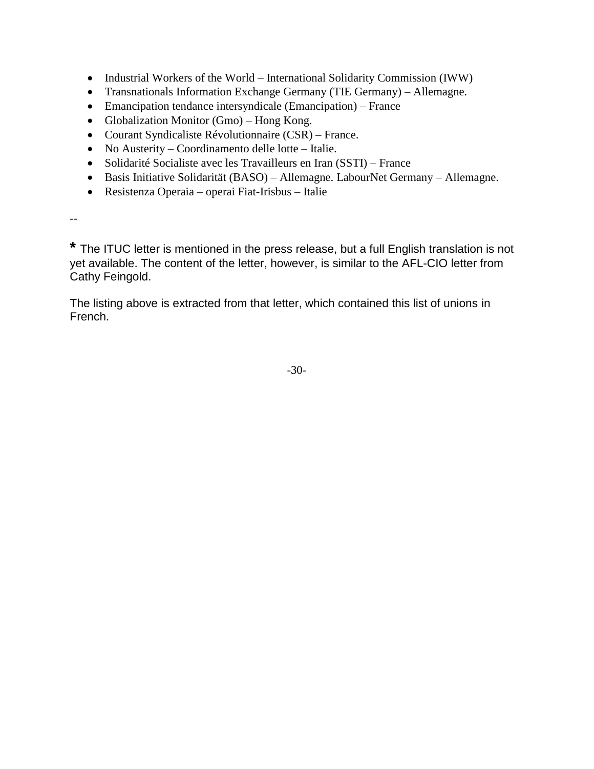- Industrial Workers of the World – International Solidarity Commission (IWW)
- Transnationals Information Exchange Germany (TIE Germany) – Allemagne.
- Emancipation tendance intersyndicale (Emancipation) – France
- Globalization Monitor (Gmo) – Hong Kong.
- Courant Syndicaliste Révolutionnaire (CSR) – France.
- No Austerity – Coordinamento delle lotte – Italie.
- Solidarité Socialiste avec les Travailleurs en Iran (SSTI) – France
- Basis Initiative Solidarität (BASO) – Allemagne. LabourNet Germany – Allemagne.
- Resistenza Operaia – operai Fiat-Irisbus – Italie

--

**\*** The ITUC letter is mentioned in the press release, but a full English translation is not yet available. The content of the letter, however, is similar to the AFL-CIO letter from Cathy Feingold.

The listing above is extracted from that letter, which contained this list of unions in French.

-30-